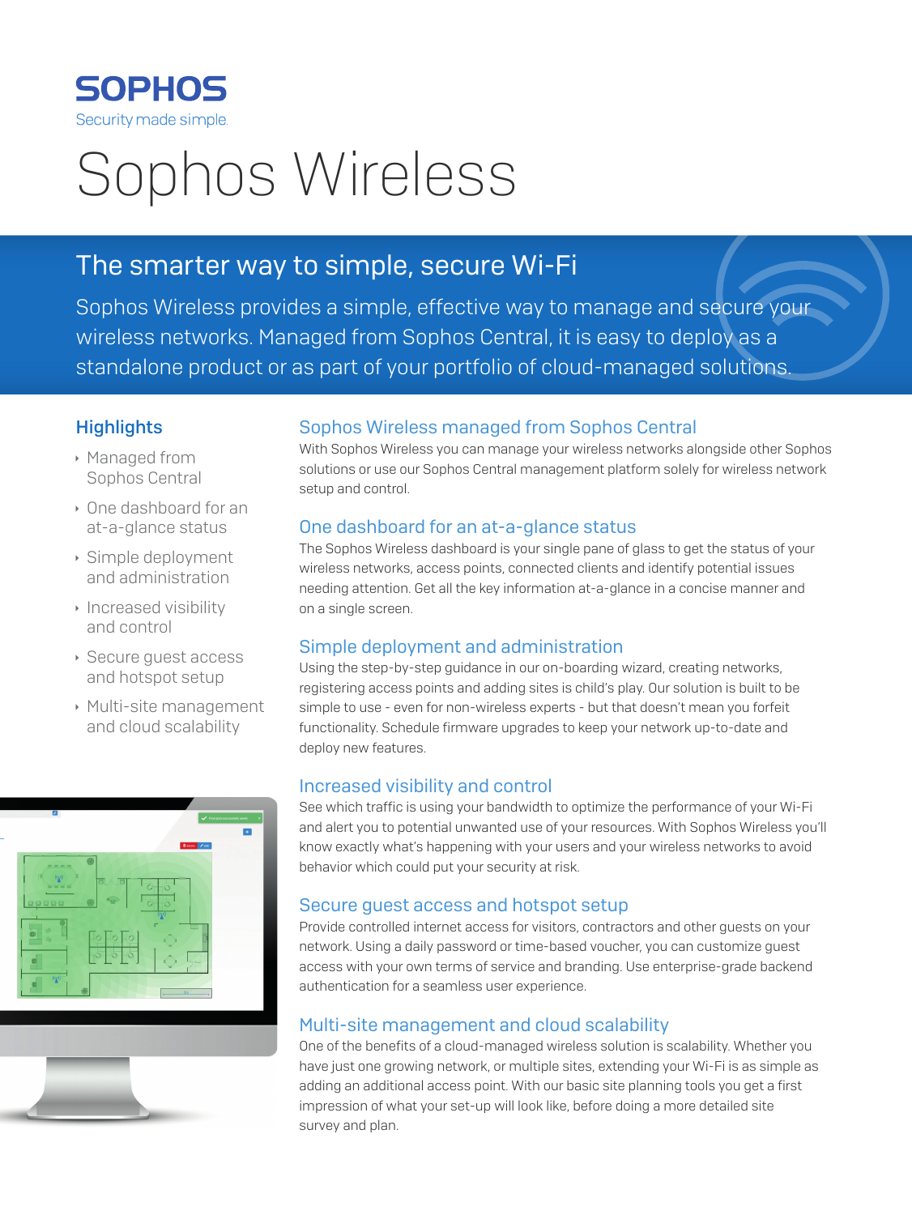SOPHOS

Security made simple.

# Sophos Wireless

## The smarter way to simple, secure Wi-Fi

Sophos Wireless provides a simple, effective way to manage and secure your wireless networks. Managed from Sophos Central, it is easy to deploy as a standalone product or as part of your portfolio of cloud-managed solutions.

### Highlights

- Managed from Sophos Central
- One dashboard for an at-a-glance status
- Simple deployment and administration
- Increased visibility and control
- Secure guest access and hotspot setup
- Multi-site management and cloud scalability

### Sophos Wireless managed from Sophos Central

With Sophos Wireless you can manage your wireless networks alongside other Sophos solutions or use our Sophos Central management platform solely for wireless network setup and control.

### One dashboard for an at-a-glance status

The Sophos Wireless dashboard is your single pane of glass to get the status of your wireless networks, access points, connected clients and identify potential issues needing attention. Get all the key information at-a-glance in a concise manner and on a single screen.

### Simple deployment and administration

Using the step-by-step guidance in our on-boarding wizard, creating networks, registering access points and adding sites is child's play. Our solution is built to be simple to use - even for non-wireless experts - but that doesn't mean you forfeit functionality. Schedule firmware upgrades to keep your network up-to-date and deploy new features.

### Increased visibility and control

See which traffic is using your bandwidth to optimize the performance of your Wi-Fi and alert you to potential unwanted use of your resources. With Sophos Wireless you'll know exactly what's happening with your users and your wireless networks to avoid behavior which could put your security at risk.

### Secure guest access and hotspot setup

Provide controlled internet access for visitors, contractors and other guests on your network. Using a daily password or time-based voucher, you can customize guest access with your own terms of service and branding. Use enterprise-grade backend authentication for a seamless user experience.

### Multi-site management and cloud scalability

One of the benefits of a cloud-managed wireless solution is scalability. Whether you have just one growing network, or multiple sites, extending your Wi-Fi is as simple as adding an additional access point. With our basic site planning tools you get a first impression of what your set-up will look like, before doing a more detailed site survey and plan.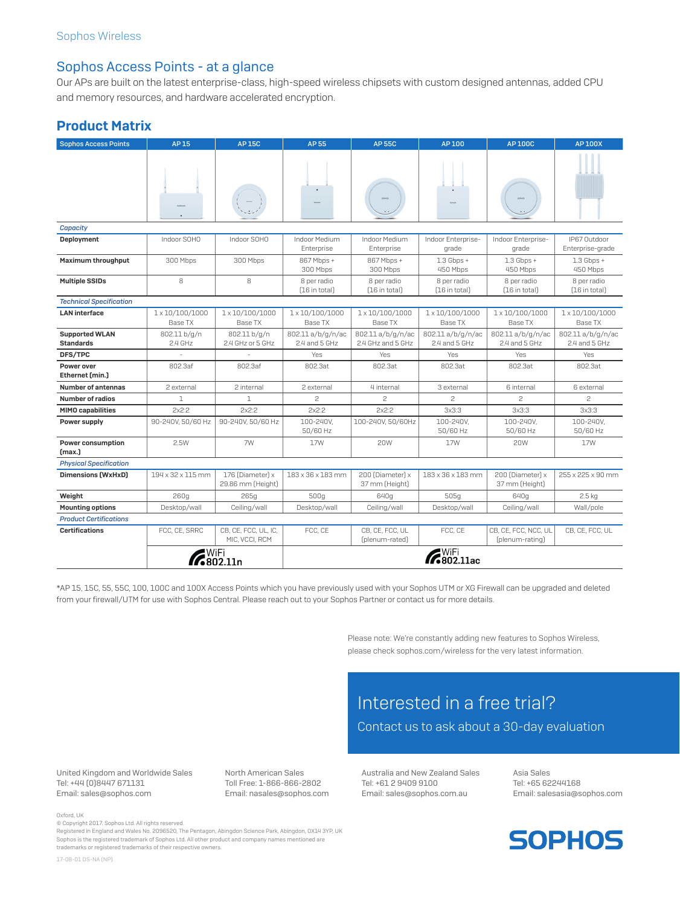## Sophos Access Points - at a glance

Our APs are built on the latest enterprise-class, high-speed wireless chipsets with custom designed antennas, added CPU and memory resources, and hardware accelerated encryption.

## Product Matrix

| Sophos Access Points | AP 15 | AP 15C | AP 55 | AP 55C | AP 100 | AP 100C | AP 100X |
|---|---|---|---|---|---|---|---|
| *Capacity* | | | | | | | |
| **Deployment** | Indoor SOHO | Indoor SOHO | Indoor Medium Enterprise | Indoor Medium Enterprise | Indoor Enterprise-grade | Indoor Enterprise-grade | IP67 Outdoor Enterprise-grade |
| **Maximum throughput** | 300 Mbps | 300 Mbps | 867 Mbps + 300 Mbps | 867 Mbps + 300 Mbps | 1.3 Gbps + 450 Mbps | 1.3 Gbps + 450 Mbps | 1.3 Gbps + 450 Mbps |
| **Multiple SSIDs** | 8 | 8 | 8 per radio (16 in total) | 8 per radio (16 in total) | 8 per radio (16 in total) | 8 per radio (16 in total) | 8 per radio (16 in total) |
| *Technical Specification* | | | | | | | |
| **LAN interface** | 1 x 10/100/1000 Base TX | 1 x 10/100/1000 Base TX | 1 x 10/100/1000 Base TX | 1 x 10/100/1000 Base TX | 1 x 10/100/1000 Base TX | 1 x 10/100/1000 Base TX | 1 x 10/100/1000 Base TX |
| **Supported WLAN Standards** | 802.11 b/g/n 2.4 GHz | 802.11 b/g/n 2.4 GHz or 5 GHz | 802.11 a/b/g/n/ac 2.4 and 5 GHz | 802.11 a/b/g/n/ac 2.4 GHz and 5 GHz | 802.11 a/b/g/n/ac 2.4 and 5 GHz | 802.11 a/b/g/n/ac 2.4 and 5 GHz | 802.11 a/b/g/n/ac 2.4 and 5 GHz |
| **DFS/TPC** | - | - | Yes | Yes | Yes | Yes | Yes |
| **Power over Ethernet (min.)** | 802.3af | 802.3af | 802.3at | 802.3at | 802.3at | 802.3at | 802.3at |
| **Number of antennas** | 2 external | 2 internal | 2 external | 4 internal | 3 external | 6 internal | 6 external |
| **Number of radios** | 1 | 1 | 2 | 2 | 2 | 2 | 2 |
| **MIMO capabilities** | 2x2:2 | 2x2:2 | 2x2:2 | 2x2:2 | 3x3:3 | 3x3:3 | 3x3:3 |
| **Power supply** | 90-240V, 50/60 Hz | 90-240V, 50/60 Hz | 100-240V, 50/60 Hz | 100-240V, 50/60Hz | 100-240V, 50/60 Hz | 100-240V, 50/60 Hz | 100-240V, 50/60 Hz |
| **Power consumption (max.)** | 2.5W | 7W | 17W | 20W | 17W | 20W | 17W |
| *Physical Specification* | | | | | | | |
| **Dimensions (WxHxD)** | 194 x 32 x 115 mm | 176 (Diameter) x 29.86 mm (Height) | 183 x 36 x 183 mm | 200 (Diameter) x 37 mm (Height) | 183 x 36 x 183 mm | 200 (Diameter) x 37 mm (Height) | 255 x 225 x 90 mm |
| **Weight** | 260g | 265g | 500g | 640g | 505g | 640g | 2.5 kg |
| **Mounting options** | Desktop/wall | Ceiling/wall | Desktop/wall | Ceiling/wall | Desktop/wall | Ceiling/wall | Wall/pole |
| *Product Certifications* | | | | | | | |
| **Certifications** | FCC, CE, SRRC | CB, CE, FCC, UL, IC, MIC, VCCI, RCM | FCC, CE | CB, CE, FCC, UL (plenum-rated) | FCC, CE | CB, CE, FCC, NCC, UL (plenum-rating) | CB, CE, FCC, UL |
| | WiFi 802.11n | | WiFi 802.11ac | | | | |

*AP 15, 15C, 55, 55C, 100, 100C and 100X Access Points which you have previously used with your Sophos UTM or XG Firewall can be upgraded and deleted from your firewall/UTM for use with Sophos Central. Please reach out to your Sophos Partner or contact us for more details.

Please note: We're constantly adding new features to Sophos Wireless, please check sophos.com/wireless for the very latest information.

## Interested in a free trial?

Contact us to ask about a 30-day evaluation

United Kingdom and Worldwide Sales
Tel: +44 (0)8447 671131
Email: sales@sophos.com

North American Sales
Toll Free: 1-866-866-2802
Email: nasales@sophos.com

Australia and New Zealand Sales
Tel: +61 2 9409 9100
Email: sales@sophos.com.au

Asia Sales
Tel: +65 62244168
Email: salesasia@sophos.com

Oxford, UK
© Copyright 2017. Sophos Ltd. All rights reserved.
Registered in England and Wales No. 2096520, The Pentagon, Abingdon Science Park, Abingdon, OX14 3YP, UK
Sophos is the registered trademark of Sophos Ltd. All other product and company names mentioned are trademarks or registered trademarks of their respective owners.

17-08-01 DS-NA (NP)

SOPHOS